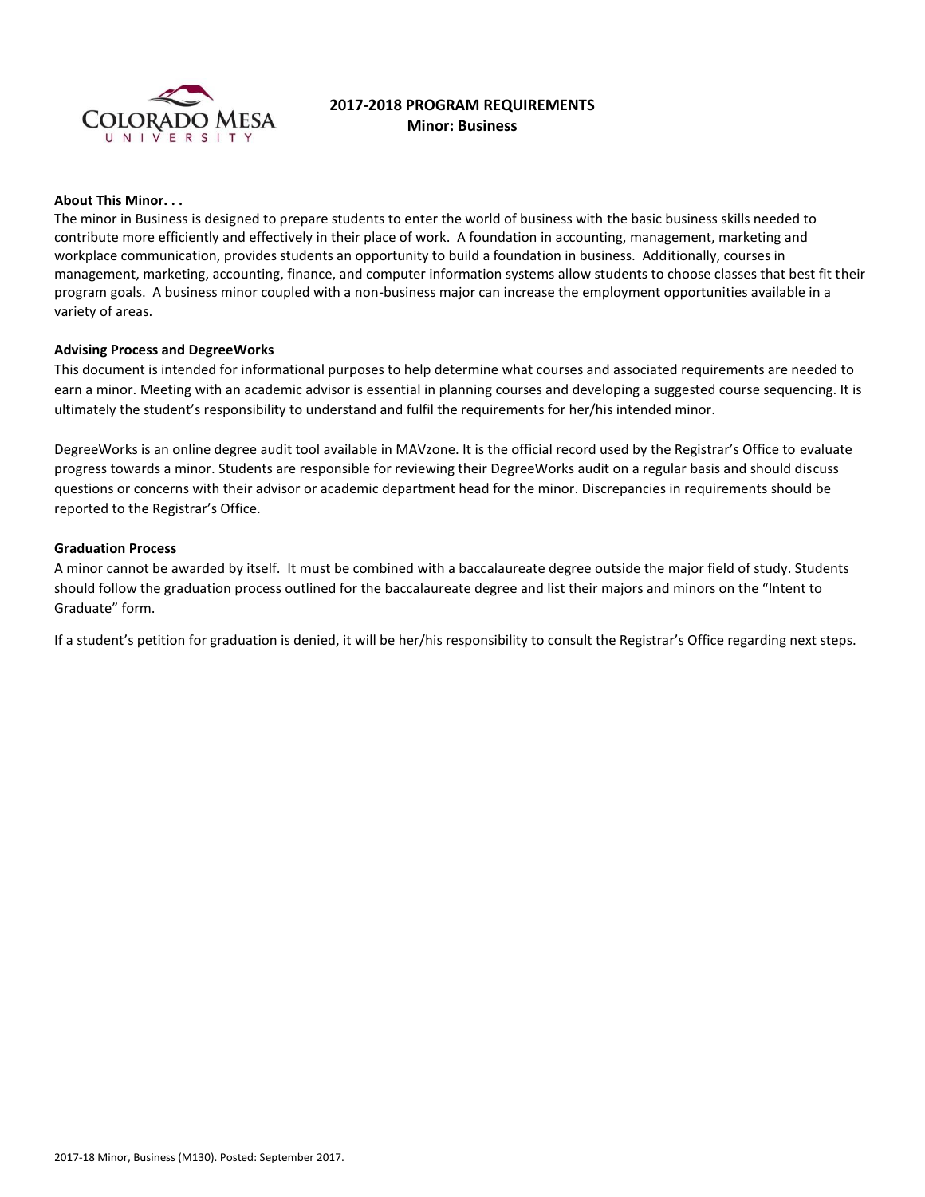# 2017-2018 PROGRAM REQUIREMENTS

## Minor: Business

**About This Minor. . .**

The minor in Business is designed to prepare students to enter the world of business with the basic business skills needed to contribute more efficiently and effectively in their place of work. A foundation in accounting, management, marketing and workplace communication, provides students an opportunity to build a foundation in business. Additionally, courses in management, marketing, accounting, finance, and computer information systems allow students to choose classes that best fit their program goals. A business minor coupled with a non-business major can increase the employment opportunities available in a variety of areas.

**Advising Process and DegreeWorks**

This document is intended for informational purposes to help determine what courses and associated requirements are needed to earn a minor. Meeting with an academic advisor is essential in planning courses and developing a suggested course sequencing. It is ultimately the student's responsibility to understand and fulfil the requirements for her/his intended minor.

DegreeWorks is an online degree audit tool available in MAVzone. It is the official record used by the Registrar's Office to evaluate progress towards a minor. Students are responsible for reviewing their DegreeWorks audit on a regular basis and should discuss questions or concerns with their advisor or academic department head for the minor. Discrepancies in requirements should be reported to the Registrar's Office.

**Graduation Process**

A minor cannot be awarded by itself. It must be combined with a baccalaureate degree outside the major field of study. Students should follow the graduation process outlined for the baccalaureate degree and list their majors and minors on the "Intent to Graduate" form.

If a student's petition for graduation is denied, it will be her/his responsibility to consult the Registrar's Office regarding next steps.

2017-18 Minor, Business (M130). Posted: September 2017.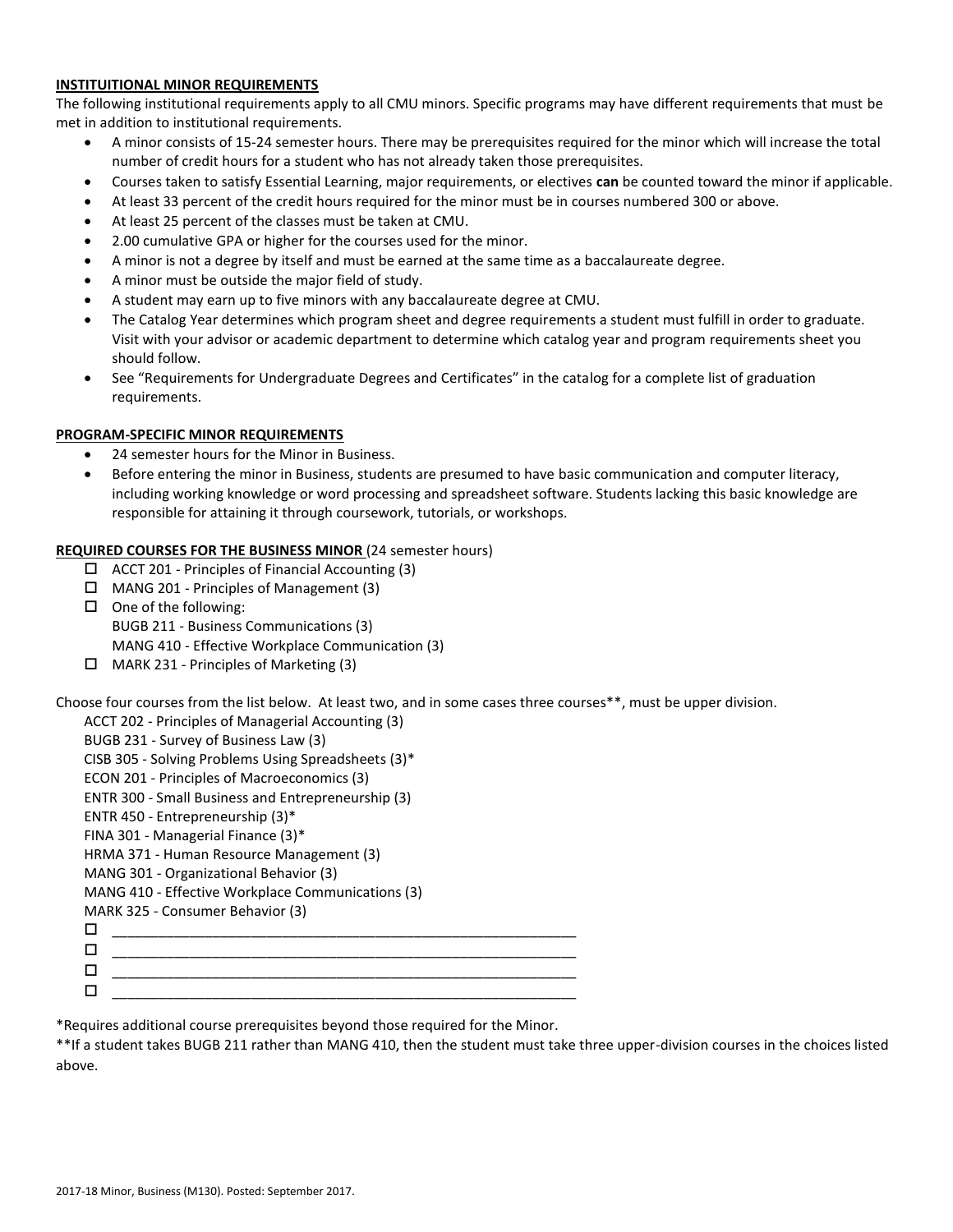**INSTITUITIONAL MINOR REQUIREMENTS**

The following institutional requirements apply to all CMU minors. Specific programs may have different requirements that must be met in addition to institutional requirements.

- A minor consists of 15-24 semester hours. There may be prerequisites required for the minor which will increase the total number of credit hours for a student who has not already taken those prerequisites.
- Courses taken to satisfy Essential Learning, major requirements, or electives **can** be counted toward the minor if applicable.
- At least 33 percent of the credit hours required for the minor must be in courses numbered 300 or above.
- At least 25 percent of the classes must be taken at CMU.
- 2.00 cumulative GPA or higher for the courses used for the minor.
- A minor is not a degree by itself and must be earned at the same time as a baccalaureate degree.
- A minor must be outside the major field of study.
- A student may earn up to five minors with any baccalaureate degree at CMU.
- The Catalog Year determines which program sheet and degree requirements a student must fulfill in order to graduate. Visit with your advisor or academic department to determine which catalog year and program requirements sheet you should follow.
- See "Requirements for Undergraduate Degrees and Certificates" in the catalog for a complete list of graduation requirements.

**PROGRAM-SPECIFIC MINOR REQUIREMENTS**

- 24 semester hours for the Minor in Business.
- Before entering the minor in Business, students are presumed to have basic communication and computer literacy, including working knowledge or word processing and spreadsheet software. Students lacking this basic knowledge are responsible for attaining it through coursework, tutorials, or workshops.

**REQUIRED COURSES FOR THE BUSINESS MINOR** (24 semester hours)

- ☐ ACCT 201 - Principles of Financial Accounting (3)
- ☐ MANG 201 - Principles of Management (3)
- ☐ One of the following:
  BUGB 211 - Business Communications (3)
  MANG 410 - Effective Workplace Communication (3)
- ☐ MARK 231 - Principles of Marketing (3)

Choose four courses from the list below. At least two, and in some cases three courses**, must be upper division.

ACCT 202 - Principles of Managerial Accounting (3)
BUGB 231 - Survey of Business Law (3)
CISB 305 - Solving Problems Using Spreadsheets (3)*
ECON 201 - Principles of Macroeconomics (3)
ENTR 300 - Small Business and Entrepreneurship (3)
ENTR 450 - Entrepreneurship (3)*
FINA 301 - Managerial Finance (3)*
HRMA 371 - Human Resource Management (3)
MANG 301 - Organizational Behavior (3)
MANG 410 - Effective Workplace Communications (3)
MARK 325 - Consumer Behavior (3)

- ☐ ______________________________
- ☐ ______________________________
- ☐ ______________________________
- ☐ ______________________________

*Requires additional course prerequisites beyond those required for the Minor.

**If a student takes BUGB 211 rather than MANG 410, then the student must take three upper-division courses in the choices listed above.

2017-18 Minor, Business (M130). Posted: September 2017.